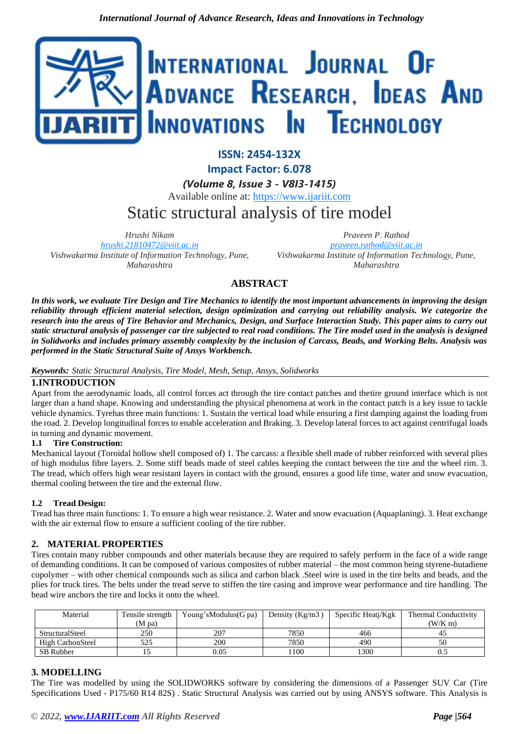**ISSN: 2454-132X**

**Impact Factor: 6.078**

***(Volume 8, Issue 3 - V8I3-1415)***

Available online at: https://www.ijariit.com

# Static structural analysis of tire model

*Hrushi Nikam*
*hrushi.21810472@viit.ac.in*
*Vishwakarma Institute of Information Technology, Pune, Maharashtra*

*Praveen P. Rathod*
*praveen.rathod@viit.ac.in*
*Vishwakarma Institute of Information Technology, Pune, Maharashtra*

## ABSTRACT

***In this work, we evaluate Tire Design and Tire Mechanics to identify the most important advancements in improving the design reliability through efficient material selection, design optimization and carrying out reliability analysis. We categorize the research into the areas of Tire Behavior and Mechanics, Design, and Surface Interaction Study. This paper aims to carry out static structural analysis of passenger car tire subjected to real road conditions. The Tire model used in the analysis is designed in Solidworks and includes primary assembly complexity by the inclusion of Carcass, Beads, and Working Belts. Analysis was performed in the Static Structural Suite of Ansys Workbench.***

***Keywords:*** *Static Structural Analysis, Tire Model, Mesh, Setup, Ansys, Solidworks*

## 1.INTRODUCTION

Apart from the aerodynamic loads, all control forces act through the tire contact patches and thetire ground interface which is not larger than a hand shape. Knowing and understanding the physical phenomena at work in the contact patch is a key issue to tackle vehicle dynamics. Tyrehas three main functions: 1. Sustain the vertical load while ensuring a first damping against the loading from the road. 2. Develop longitudinal forces to enable acceleration and Braking. 3. Develop lateral forces to act against centrifugal loads in turning and dynamic movement.

### 1.1 Tire Construction:

Mechanical layout (Toroidal hollow shell composed of) 1. The carcass: a flexible shell made of rubber reinforced with several plies of high modulus fibre layers. 2. Some stiff beads made of steel cables keeping the contact between the tire and the wheel rim. 3. The tread, which offers high wear resistant layers in contact with the ground, ensures a good life time, water and snow evacuation, thermal cooling between the tire and the external flow.

### 1.2 Tread Design:

Tread has three main functions: 1. To ensure a high wear resistance. 2. Water and snow evacuation (Aquaplaning). 3. Heat exchange with the air external flow to ensure a sufficient cooling of the tire rubber.

## 2. MATERIAL PROPERTIES

Tires contain many rubber compounds and other materials because they are required to safely perform in the face of a wide range of demanding conditions. It can be composed of various composites of rubber material – the most common being styrene-butadiene copolymer – with other chemical compounds such as silica and carbon black .Steel wire is used in the tire belts and beads, and the plies for truck tires. The belts under the tread serve to stiffen the tire casing and improve wear performance and tire handling. The bead wire anchors the tire and locks it onto the wheel.

| Material | Tensile strength (M pa) | Young'sModulus(G pa) | Density (Kg/m3 ) | Specific Heatj/Kgk | Thermal Conductivity (W/K m) |
|---|---|---|---|---|---|
| StructuralSteel | 250 | 207 | 7850 | 466 | 45 |
| High CarbonSteel | 525 | 200 | 7850 | 490 | 50 |
| SB Rubber | 15 | 0.05 | 1100 | 1300 | 0.5 |

## 3. MODELLING

The Tire was modelled by using the SOLIDWORKS software by considering the dimensions of a Passenger SUV Car (Tire Specifications Used - P175/60 R14 82S) . Static Structural Analysis was carried out by using ANSYS software. This Analysis is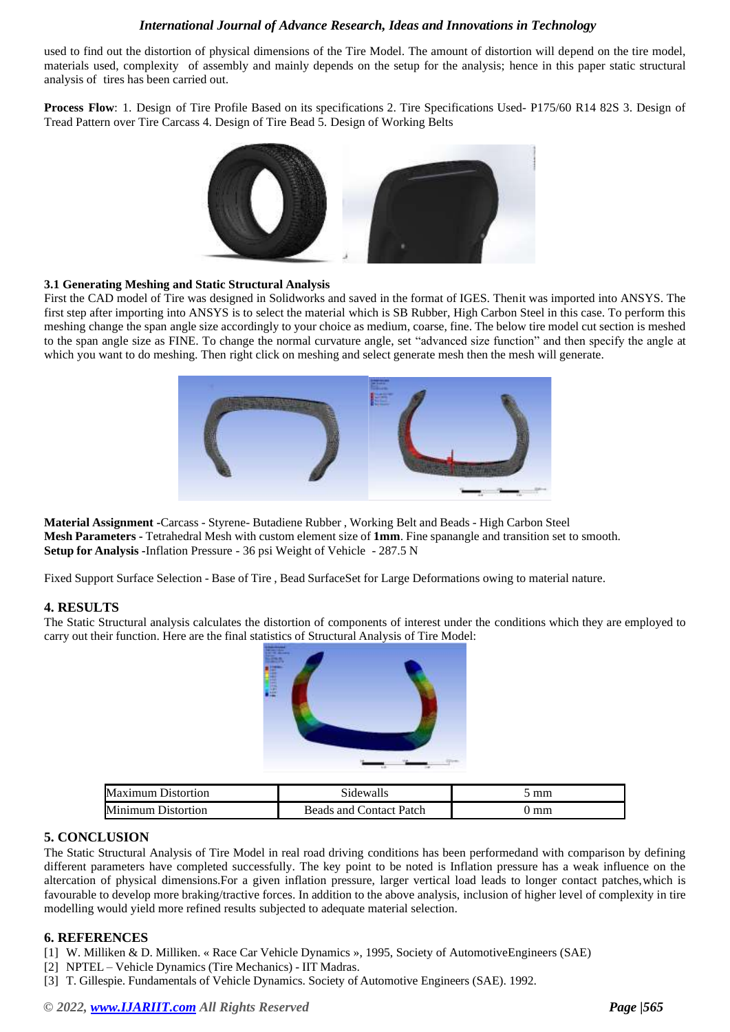used to find out the distortion of physical dimensions of the Tire Model. The amount of distortion will depend on the tire model, materials used, complexity of assembly and mainly depends on the setup for the analysis; hence in this paper static structural analysis of tires has been carried out.

**Process Flow**: 1. Design of Tire Profile Based on its specifications 2. Tire Specifications Used- P175/60 R14 82S 3. Design of Tread Pattern over Tire Carcass 4. Design of Tire Bead 5. Design of Working Belts

### 3.1 Generating Meshing and Static Structural Analysis

First the CAD model of Tire was designed in Solidworks and saved in the format of IGES. Thenit was imported into ANSYS. The first step after importing into ANSYS is to select the material which is SB Rubber, High Carbon Steel in this case. To perform this meshing change the span angle size accordingly to your choice as medium, coarse, fine. The below tire model cut section is meshed to the span angle size as FINE. To change the normal curvature angle, set "advanced size function" and then specify the angle at which you want to do meshing. Then right click on meshing and select generate mesh then the mesh will generate.

**Material Assignment -**Carcass - Styrene- Butadiene Rubber , Working Belt and Beads - High Carbon Steel
**Mesh Parameters -** Tetrahedral Mesh with custom element size of **1mm**. Fine spanangle and transition set to smooth.
**Setup for Analysis** -Inflation Pressure - 36 psi Weight of Vehicle - 287.5 N

Fixed Support Surface Selection - Base of Tire , Bead SurfaceSet for Large Deformations owing to material nature.

## 4. RESULTS

The Static Structural analysis calculates the distortion of components of interest under the conditions which they are employed to carry out their function. Here are the final statistics of Structural Analysis of Tire Model:

| | | |
|---|---|---|
| Maximum Distortion | Sidewalls | 5 mm |
| Minimum Distortion | Beads and Contact Patch | 0 mm |

## 5. CONCLUSION

The Static Structural Analysis of Tire Model in real road driving conditions has been performedand with comparison by defining different parameters have completed successfully. The key point to be noted is Inflation pressure has a weak influence on the altercation of physical dimensions.For a given inflation pressure, larger vertical load leads to longer contact patches,which is favourable to develop more braking/tractive forces. In addition to the above analysis, inclusion of higher level of complexity in tire modelling would yield more refined results subjected to adequate material selection.

## 6. REFERENCES

[1] W. Milliken & D. Milliken. « Race Car Vehicle Dynamics », 1995, Society of AutomotiveEngineers (SAE)
[2] NPTEL – Vehicle Dynamics (Tire Mechanics) - IIT Madras.
[3] T. Gillespie. Fundamentals of Vehicle Dynamics. Society of Automotive Engineers (SAE). 1992.